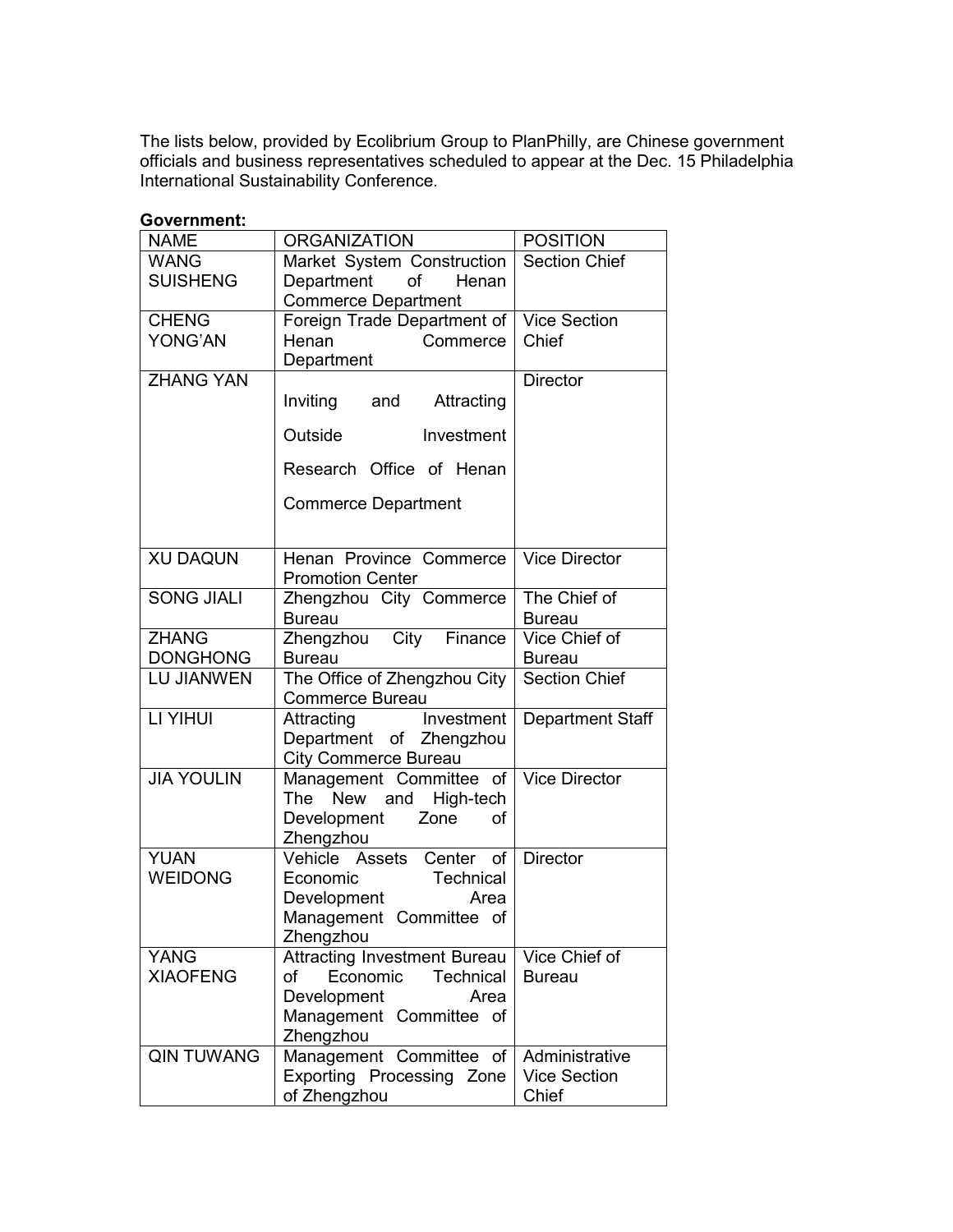The lists below, provided by Ecolibrium Group to PlanPhilly, are Chinese government officials and business representatives scheduled to appear at the Dec. 15 Philadelphia International Sustainability Conference.

**Government:**

| NAME | ORGANIZATION | POSITION |
| --- | --- | --- |
| WANG SUISHENG | Market System Construction Department of Henan Commerce Department | Section Chief |
| CHENG YONG'AN | Foreign Trade Department of Henan Commerce Department | Vice Section Chief |
| ZHANG YAN | Inviting and Attracting Outside Investment Research Office of Henan Commerce Department | Director |
| XU DAQUN | Henan Province Commerce Promotion Center | Vice Director |
| SONG JIALI | Zhengzhou City Commerce Bureau | The Chief of Bureau |
| ZHANG DONGHONG | Zhengzhou City Finance Bureau | Vice Chief of Bureau |
| LU JIANWEN | The Office of Zhengzhou City Commerce Bureau | Section Chief |
| LI YIHUI | Attracting Investment Department of Zhengzhou City Commerce Bureau | Department Staff |
| JIA YOULIN | Management Committee of The New and High-tech Development Zone of Zhengzhou | Vice Director |
| YUAN WEIDONG | Vehicle Assets Center of Economic Technical Development Area Management Committee of Zhengzhou | Director |
| YANG XIAOFENG | Attracting Investment Bureau of Economic Technical Development Area Management Committee of Zhengzhou | Vice Chief of Bureau |
| QIN TUWANG | Management Committee of Exporting Processing Zone of Zhengzhou | Administrative Vice Section Chief |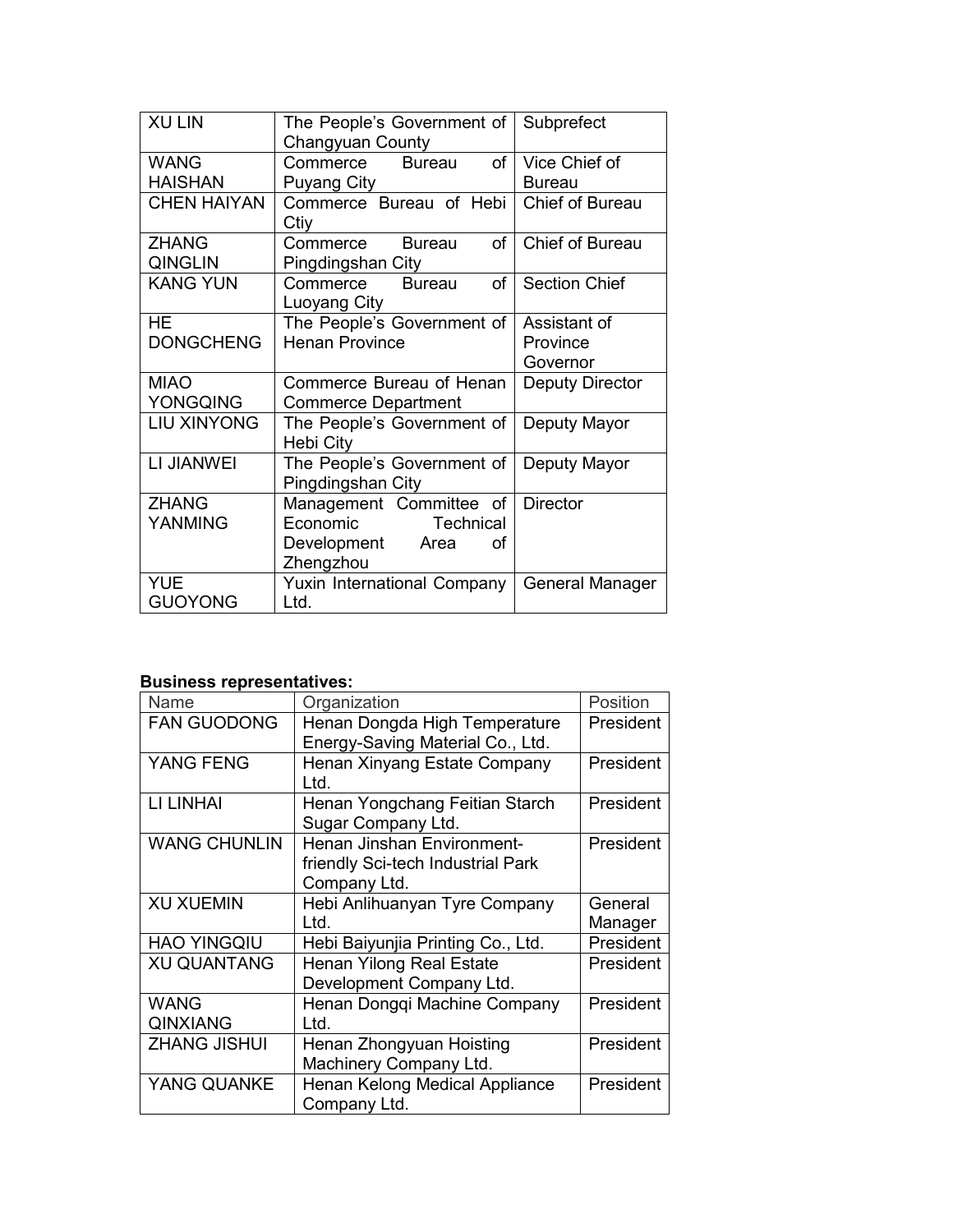| XU LIN | The People's Government of Changyuan County | Subprefect |
| --- | --- | --- |
| WANG HAISHAN | Commerce Bureau of Puyang City | Vice Chief of Bureau |
| CHEN HAIYAN | Commerce Bureau of Hebi Ctiy | Chief of Bureau |
| ZHANG QINGLIN | Commerce Bureau of Pingdingshan City | Chief of Bureau |
| KANG YUN | Commerce Bureau of Luoyang City | Section Chief |
| HE DONGCHENG | The People's Government of Henan Province | Assistant of Province Governor |
| MIAO YONGQING | Commerce Bureau of Henan Commerce Department | Deputy Director |
| LIU XINYONG | The People's Government of Hebi City | Deputy Mayor |
| LI JIANWEI | The People's Government of Pingdingshan City | Deputy Mayor |
| ZHANG YANMING | Management Committee of Economic Technical Development Area of Zhengzhou | Director |
| YUE GUOYONG | Yuxin International Company Ltd. | General Manager |

**Business representatives:**

| Name | Organization | Position |
| --- | --- | --- |
| FAN GUODONG | Henan Dongda High Temperature Energy-Saving Material Co., Ltd. | President |
| YANG FENG | Henan Xinyang Estate Company Ltd. | President |
| LI LINHAI | Henan Yongchang Feitian Starch Sugar Company Ltd. | President |
| WANG CHUNLIN | Henan Jinshan Environment-friendly Sci-tech Industrial Park Company Ltd. | President |
| XU XUEMIN | Hebi Anlihuanyan Tyre Company Ltd. | General Manager |
| HAO YINGQIU | Hebi Baiyunjia Printing Co., Ltd. | President |
| XU QUANTANG | Henan Yilong Real Estate Development Company Ltd. | President |
| WANG QINXIANG | Henan Dongqi Machine Company Ltd. | President |
| ZHANG JISHUI | Henan Zhongyuan Hoisting Machinery Company Ltd. | President |
| YANG QUANKE | Henan Kelong Medical Appliance Company Ltd. | President |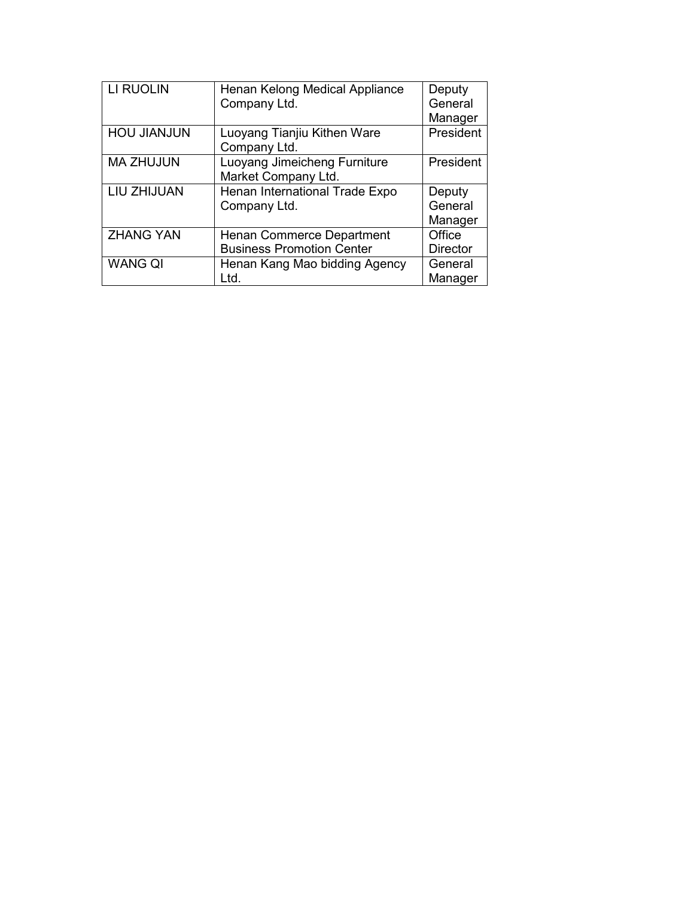| | | |
|---|---|---|
| LI RUOLIN | Henan Kelong Medical Appliance Company Ltd. | Deputy General Manager |
| HOU JIANJUN | Luoyang Tianjiu Kithen Ware Company Ltd. | President |
| MA ZHUJUN | Luoyang Jimeicheng Furniture Market Company Ltd. | President |
| LIU ZHIJUAN | Henan International Trade Expo Company Ltd. | Deputy General Manager |
| ZHANG YAN | Henan Commerce Department Business Promotion Center | Office Director |
| WANG QI | Henan Kang Mao bidding Agency Ltd. | General Manager |